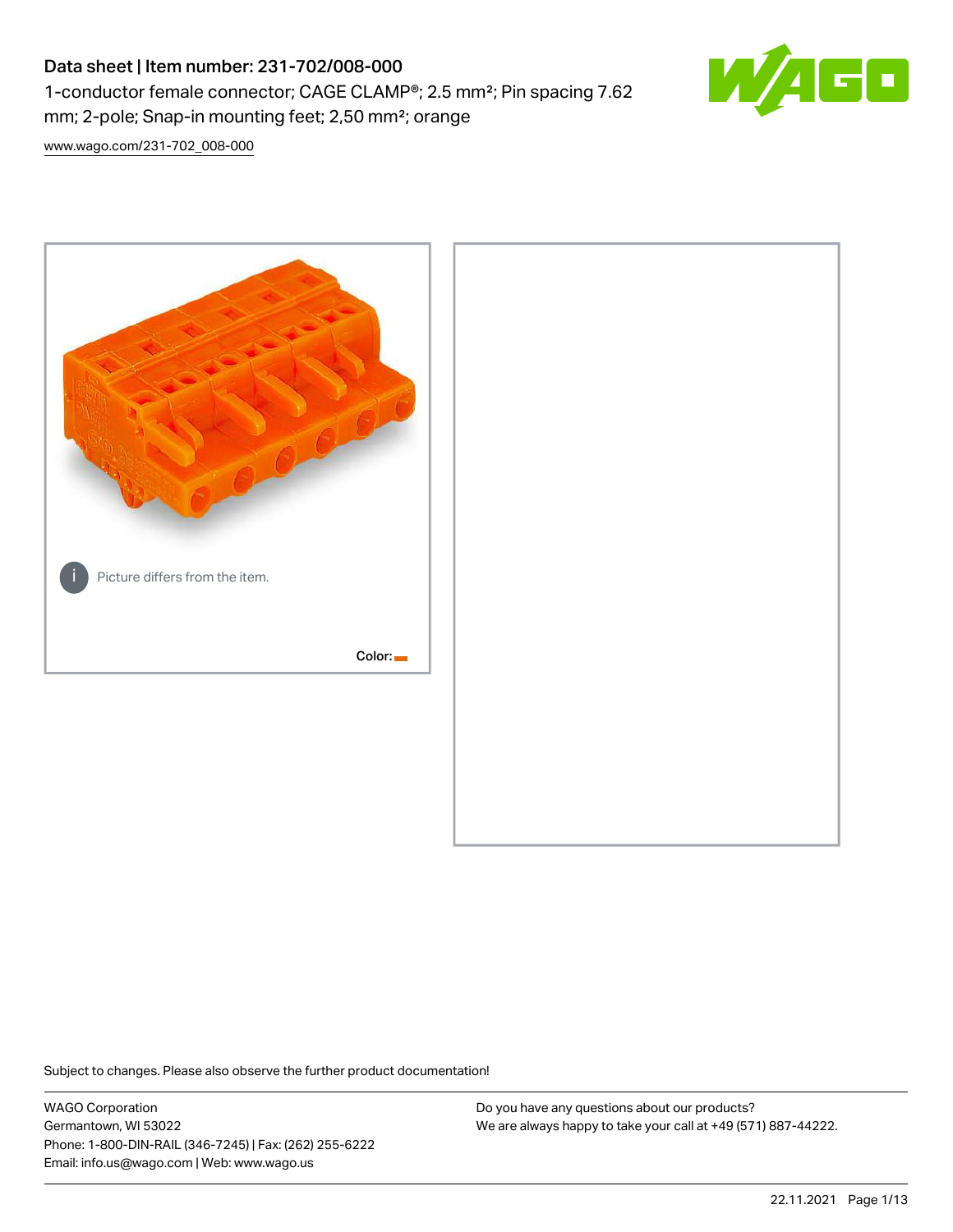# Data sheet | Item number: 231-702/008-000

1-conductor female connector; CAGE CLAMP®; 2.5 mm²; Pin spacing 7.62 mm; 2-pole; Snap-in mounting feet; 2,50 mm²; orange

www.wago.com/231-702_008-000

Picture differs from the item.

Color:

Subject to changes. Please also observe the further product documentation!

WAGO Corporation
Germantown, WI 53022
Phone: 1-800-DIN-RAIL (346-7245) | Fax: (262) 255-6222
Email: info.us@wago.com | Web: www.wago.us

Do you have any questions about our products?
We are always happy to take your call at +49 (571) 887-44222.

22.11.2021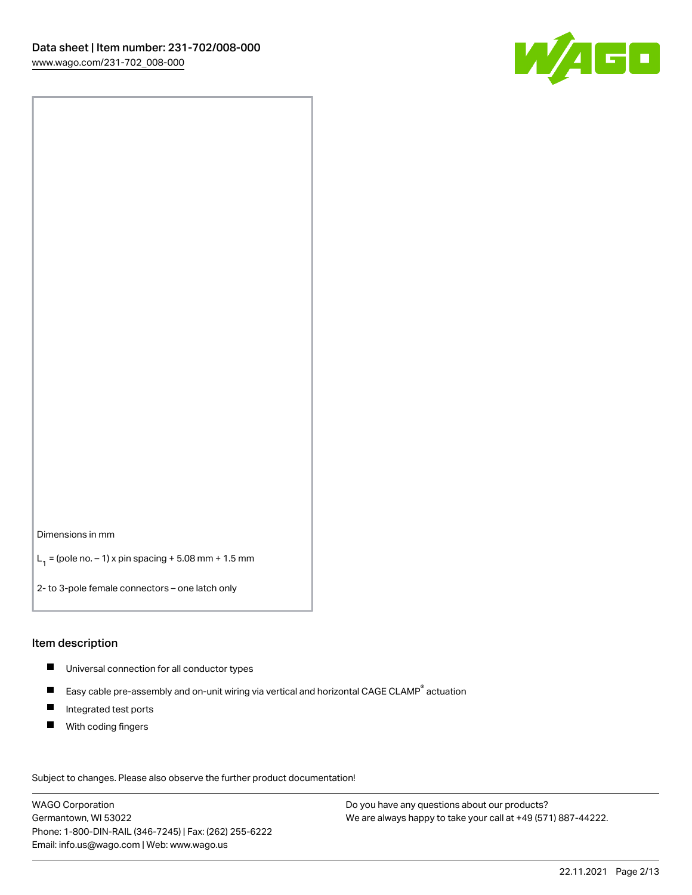Dimensions in mm

$L_1$ = (pole no. – 1) x pin spacing + 5.08 mm + 1.5 mm

2- to 3-pole female connectors – one latch only

## Item description

- Universal connection for all conductor types
- Easy cable pre-assembly and on-unit wiring via vertical and horizontal CAGE CLAMP® actuation
- Integrated test ports
- With coding fingers

Subject to changes. Please also observe the further product documentation!

WAGO Corporation
Germantown, WI 53022
Phone: 1-800-DIN-RAIL (346-7245) | Fax: (262) 255-6222
Email: info.us@wago.com | Web: www.wago.us

Do you have any questions about our products?
We are always happy to take your call at +49 (571) 887-44222.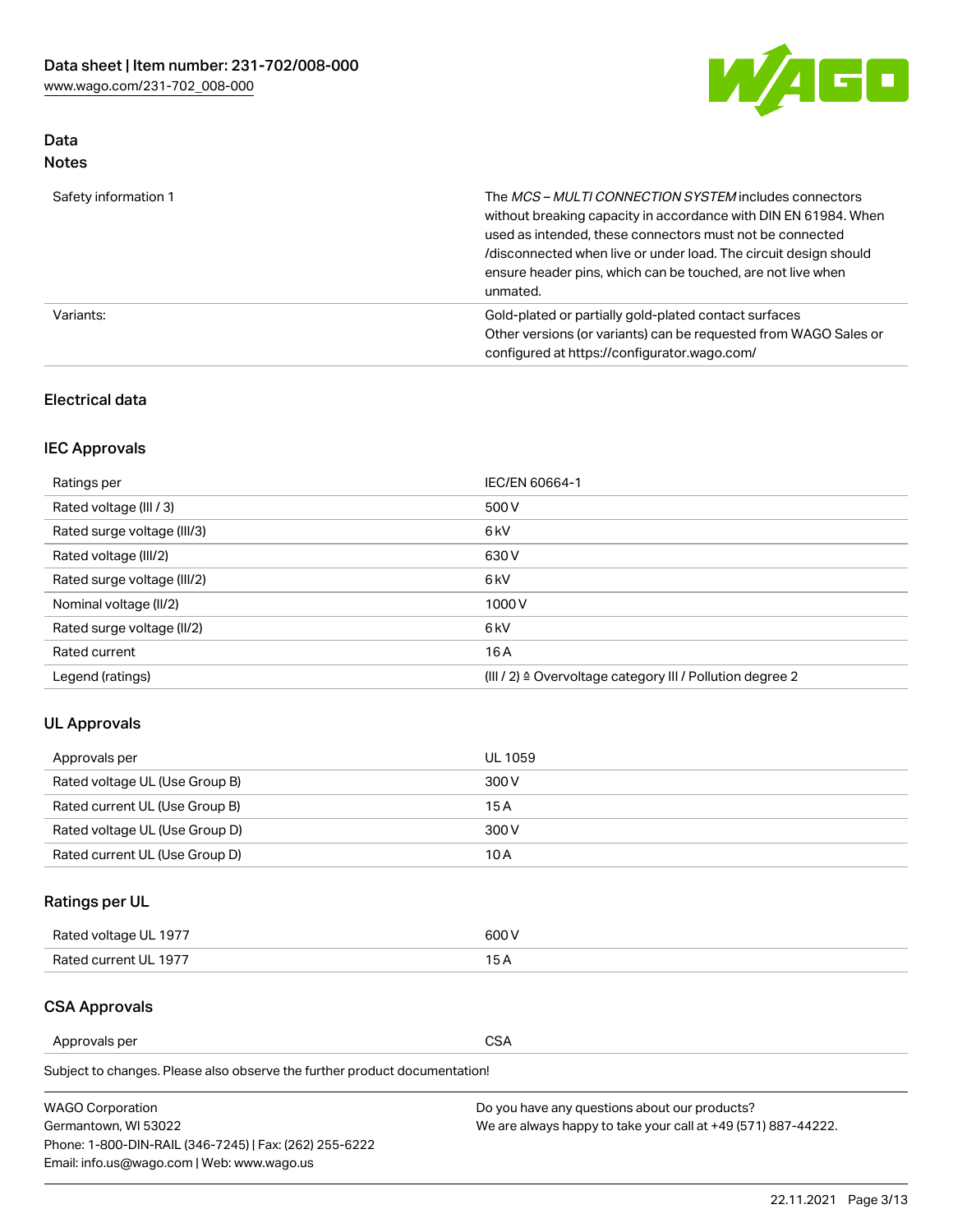## Data
### Notes

| | |
|---|---|
| Safety information 1 | The *MCS – MULTI CONNECTION SYSTEM* includes connectors without breaking capacity in accordance with DIN EN 61984. When used as intended, these connectors must not be connected /disconnected when live or under load. The circuit design should ensure header pins, which can be touched, are not live when unmated. |
| Variants: | Gold-plated or partially gold-plated contact surfaces<br>Other versions (or variants) can be requested from WAGO Sales or configured at https://configurator.wago.com/ |

## Electrical data

### IEC Approvals

| | |
|---|---|
| Ratings per | IEC/EN 60664-1 |
| Rated voltage (III / 3) | 500 V |
| Rated surge voltage (III/3) | 6 kV |
| Rated voltage (III/2) | 630 V |
| Rated surge voltage (III/2) | 6 kV |
| Nominal voltage (II/2) | 1000 V |
| Rated surge voltage (II/2) | 6 kV |
| Rated current | 16 A |
| Legend (ratings) | (III / 2) ≙ Overvoltage category III / Pollution degree 2 |

### UL Approvals

| | |
|---|---|
| Approvals per | UL 1059 |
| Rated voltage UL (Use Group B) | 300 V |
| Rated current UL (Use Group B) | 15 A |
| Rated voltage UL (Use Group D) | 300 V |
| Rated current UL (Use Group D) | 10 A |

### Ratings per UL

| | |
|---|---|
| Rated voltage UL 1977 | 600 V |
| Rated current UL 1977 | 15 A |

### CSA Approvals

| | |
|---|---|
| Approvals per | CSA |

Subject to changes. Please also observe the further product documentation!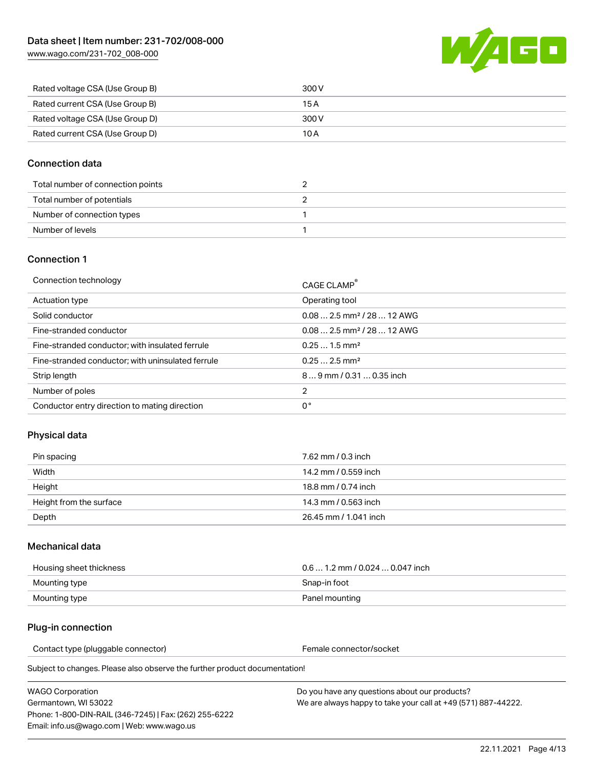| | |
|---|---|
| Rated voltage CSA (Use Group B) | 300 V |
| Rated current CSA (Use Group B) | 15 A |
| Rated voltage CSA (Use Group D) | 300 V |
| Rated current CSA (Use Group D) | 10 A |

## Connection data

| | |
|---|---|
| Total number of connection points | 2 |
| Total number of potentials | 2 |
| Number of connection types | 1 |
| Number of levels | 1 |

## Connection 1

| | |
|---|---|
| Connection technology | CAGE CLAMP® |
| Actuation type | Operating tool |
| Solid conductor | 0.08 … 2.5 mm² / 28 … 12 AWG |
| Fine-stranded conductor | 0.08 … 2.5 mm² / 28 … 12 AWG |
| Fine-stranded conductor; with insulated ferrule | 0.25 … 1.5 mm² |
| Fine-stranded conductor; with uninsulated ferrule | 0.25 … 2.5 mm² |
| Strip length | 8 … 9 mm / 0.31 … 0.35 inch |
| Number of poles | 2 |
| Conductor entry direction to mating direction | 0 ° |

## Physical data

| | |
|---|---|
| Pin spacing | 7.62 mm / 0.3 inch |
| Width | 14.2 mm / 0.559 inch |
| Height | 18.8 mm / 0.74 inch |
| Height from the surface | 14.3 mm / 0.563 inch |
| Depth | 26.45 mm / 1.041 inch |

## Mechanical data

| | |
|---|---|
| Housing sheet thickness | 0.6 … 1.2 mm / 0.024 … 0.047 inch |
| Mounting type | Snap-in foot |
| Mounting type | Panel mounting |

## Plug-in connection

| | |
|---|---|
| Contact type (pluggable connector) | Female connector/socket |

Subject to changes. Please also observe the further product documentation!

WAGO Corporation
Germantown, WI 53022
Phone: 1-800-DIN-RAIL (346-7245) | Fax: (262) 255-6222
Email: info.us@wago.com | Web: www.wago.us

Do you have any questions about our products?
We are always happy to take your call at +49 (571) 887-44222.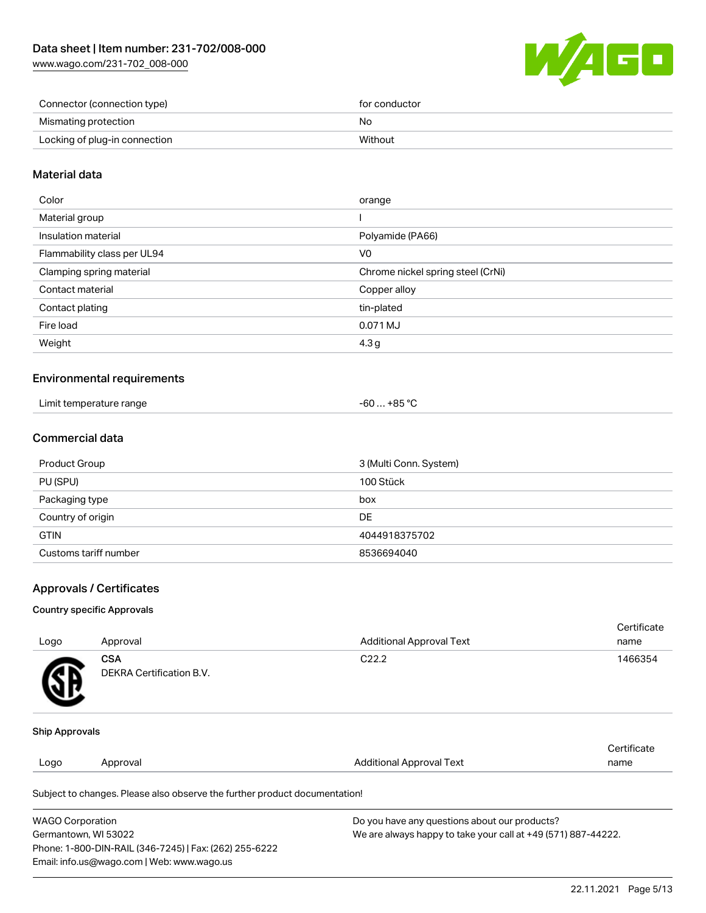| | |
|---|---|
| Connector (connection type) | for conductor |
| Mismating protection | No |
| Locking of plug-in connection | Without |

## Material data

| | |
|---|---|
| Color | orange |
| Material group | I |
| Insulation material | Polyamide (PA66) |
| Flammability class per UL94 | V0 |
| Clamping spring material | Chrome nickel spring steel (CrNi) |
| Contact material | Copper alloy |
| Contact plating | tin-plated |
| Fire load | 0.071 MJ |
| Weight | 4.3 g |

## Environmental requirements

| | |
|---|---|
| Limit temperature range | -60 … +85 °C |

## Commercial data

| | |
|---|---|
| Product Group | 3 (Multi Conn. System) |
| PU (SPU) | 100 Stück |
| Packaging type | box |
| Country of origin | DE |
| GTIN | 4044918375702 |
| Customs tariff number | 8536694040 |

## Approvals / Certificates

### Country specific Approvals

| Logo | Approval | Additional Approval Text | Certificate name |
|---|---|---|---|
| | **CSA**<br>DEKRA Certification B.V. | C22.2 | 1466354 |

### Ship Approvals

| Logo | Approval | Additional Approval Text | Certificate name |
|---|---|---|---|

Subject to changes. Please also observe the further product documentation!

WAGO Corporation
Germantown, WI 53022
Phone: 1-800-DIN-RAIL (346-7245) | Fax: (262) 255-6222
Email: info.us@wago.com | Web: www.wago.us

Do you have any questions about our products?
We are always happy to take your call at +49 (571) 887-44222.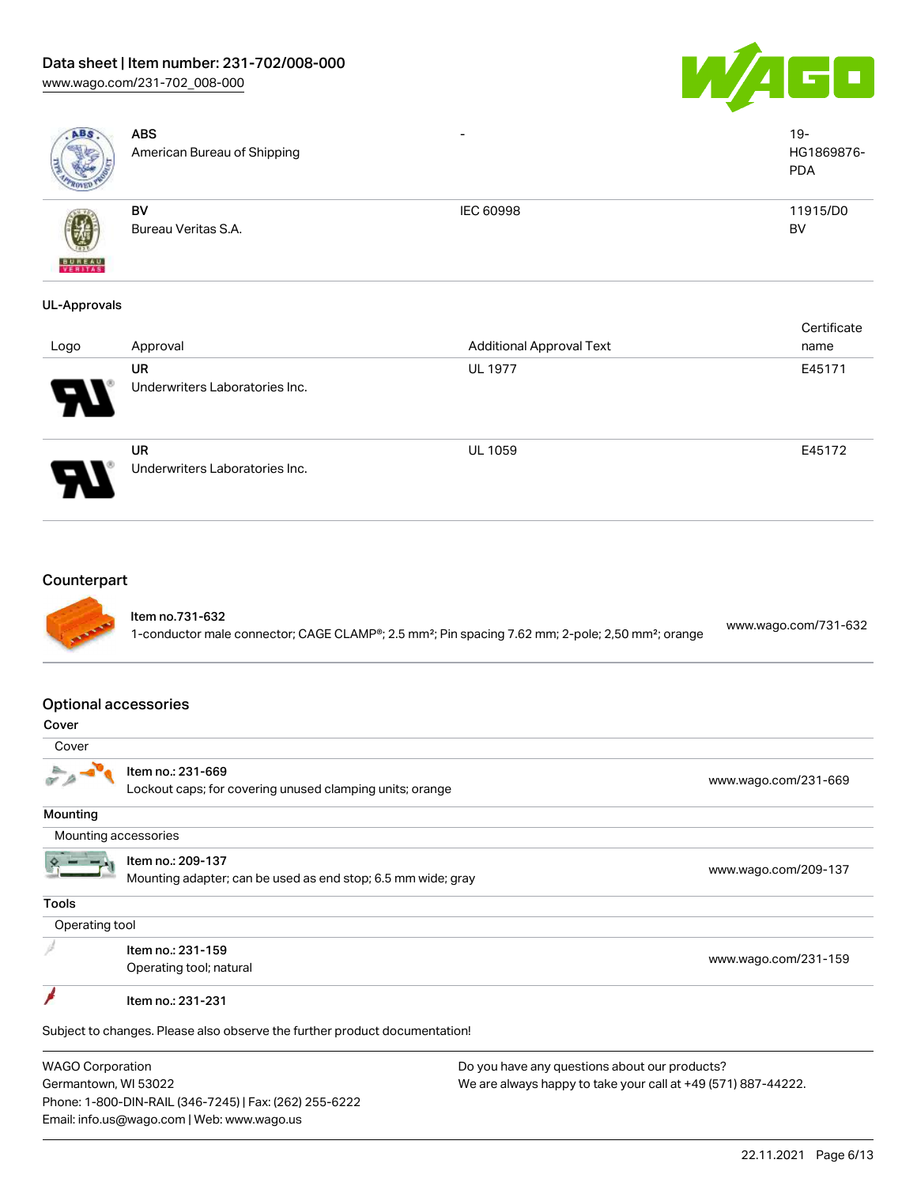| Logo | Approval | Additional Approval Text | Certificate name |
|---|---|---|---|
| | **ABS**<br>American Bureau of Shipping | - | 19-HG1869876-PDA |
| | **BV**<br>Bureau Veritas S.A. | IEC 60998 | 11915/D0 BV |

**UL-Approvals**

| Logo | Approval | Additional Approval Text | Certificate name |
|---|---|---|---|
| | **UR**<br>Underwriters Laboratories Inc. | UL 1977 | E45171 |
| | **UR**<br>Underwriters Laboratories Inc. | UL 1059 | E45172 |

## Counterpart

| Item | Link |
|---|---|
| Item no.731-632<br>1-conductor male connector; CAGE CLAMP®; 2.5 mm²; Pin spacing 7.62 mm; 2-pole; 2,50 mm²; orange | www.wago.com/731-632 |

## Optional accessories

**Cover**

Cover

| Item | Link |
|---|---|
| Item no.: 231-669<br>Lockout caps; for covering unused clamping units; orange | www.wago.com/231-669 |

**Mounting**

Mounting accessories

| Item | Link |
|---|---|
| Item no.: 209-137<br>Mounting adapter; can be used as end stop; 6.5 mm wide; gray | www.wago.com/209-137 |

**Tools**

Operating tool

| Item | Link |
|---|---|
| Item no.: 231-159<br>Operating tool; natural | www.wago.com/231-159 |
| Item no.: 231-231 | |

Subject to changes. Please also observe the further product documentation!

WAGO Corporation
Germantown, WI 53022
Phone: 1-800-DIN-RAIL (346-7245) | Fax: (262) 255-6222
Email: info.us@wago.com | Web: www.wago.us

Do you have any questions about our products?
We are always happy to take your call at +49 (571) 887-44222.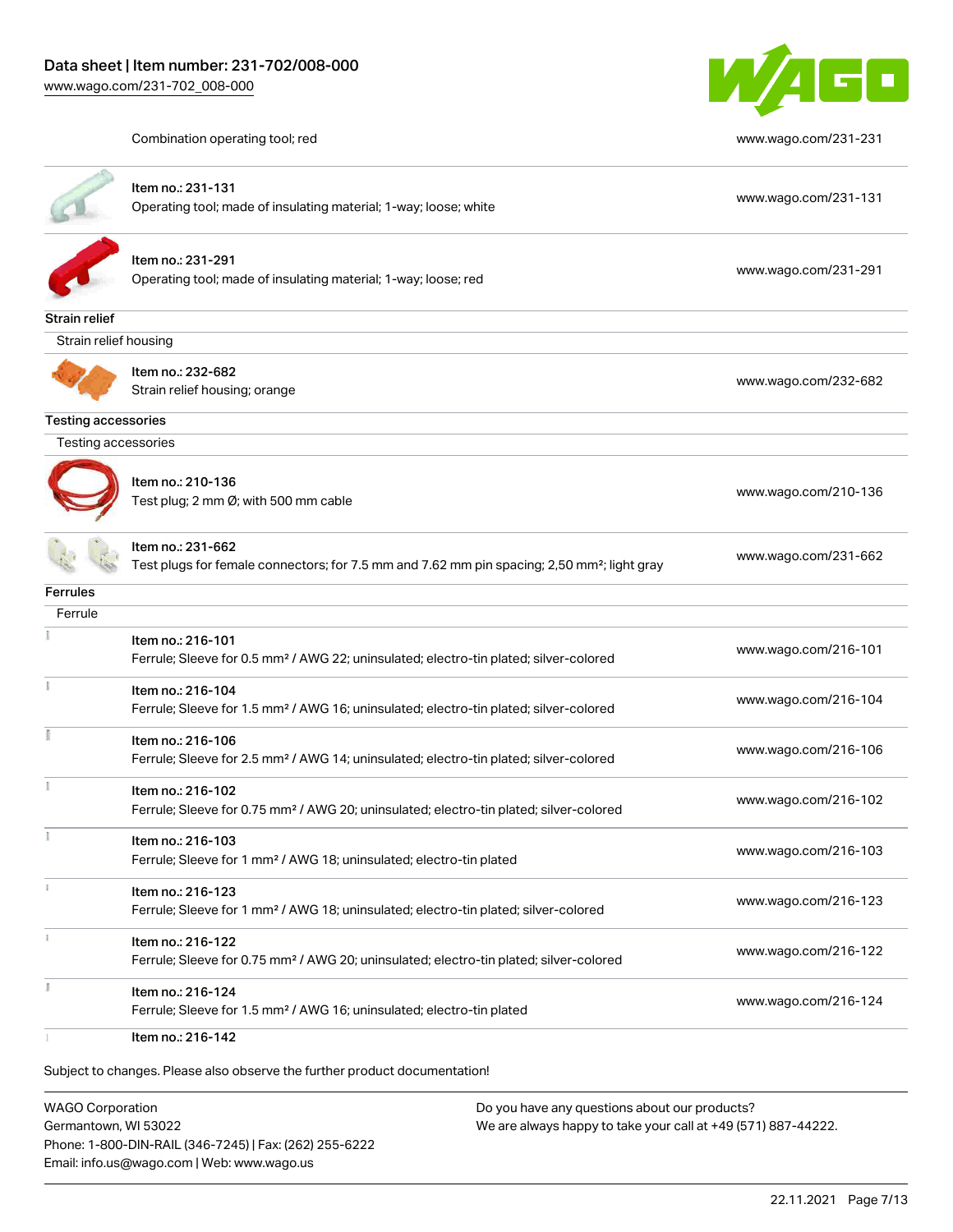Combination operating tool; red www.wago.com/231-231

| | | |
|---|---|---|
| | Item no.: 231-131<br>Operating tool; made of insulating material; 1-way; loose; white | www.wago.com/231-131 |
| | Item no.: 231-291<br>Operating tool; made of insulating material; 1-way; loose; red | www.wago.com/231-291 |

**Strain relief**

Strain relief housing

| | | |
|---|---|---|
| | Item no.: 232-682<br>Strain relief housing; orange | www.wago.com/232-682 |

**Testing accessories**

Testing accessories

| | | |
|---|---|---|
| | Item no.: 210-136<br>Test plug; 2 mm Ø; with 500 mm cable | www.wago.com/210-136 |
| | Item no.: 231-662<br>Test plugs for female connectors; for 7.5 mm and 7.62 mm pin spacing; 2,50 mm²; light gray | www.wago.com/231-662 |

**Ferrules**

Ferrule

| | | |
|---|---|---|
| | Item no.: 216-101<br>Ferrule; Sleeve for 0.5 mm² / AWG 22; uninsulated; electro-tin plated; silver-colored | www.wago.com/216-101 |
| | Item no.: 216-104<br>Ferrule; Sleeve for 1.5 mm² / AWG 16; uninsulated; electro-tin plated; silver-colored | www.wago.com/216-104 |
| | Item no.: 216-106<br>Ferrule; Sleeve for 2.5 mm² / AWG 14; uninsulated; electro-tin plated; silver-colored | www.wago.com/216-106 |
| | Item no.: 216-102<br>Ferrule; Sleeve for 0.75 mm² / AWG 20; uninsulated; electro-tin plated; silver-colored | www.wago.com/216-102 |
| | Item no.: 216-103<br>Ferrule; Sleeve for 1 mm² / AWG 18; uninsulated; electro-tin plated | www.wago.com/216-103 |
| | Item no.: 216-123<br>Ferrule; Sleeve for 1 mm² / AWG 18; uninsulated; electro-tin plated; silver-colored | www.wago.com/216-123 |
| | Item no.: 216-122<br>Ferrule; Sleeve for 0.75 mm² / AWG 20; uninsulated; electro-tin plated; silver-colored | www.wago.com/216-122 |
| | Item no.: 216-124<br>Ferrule; Sleeve for 1.5 mm² / AWG 16; uninsulated; electro-tin plated | www.wago.com/216-124 |
| | Item no.: 216-142 | |

Subject to changes. Please also observe the further product documentation!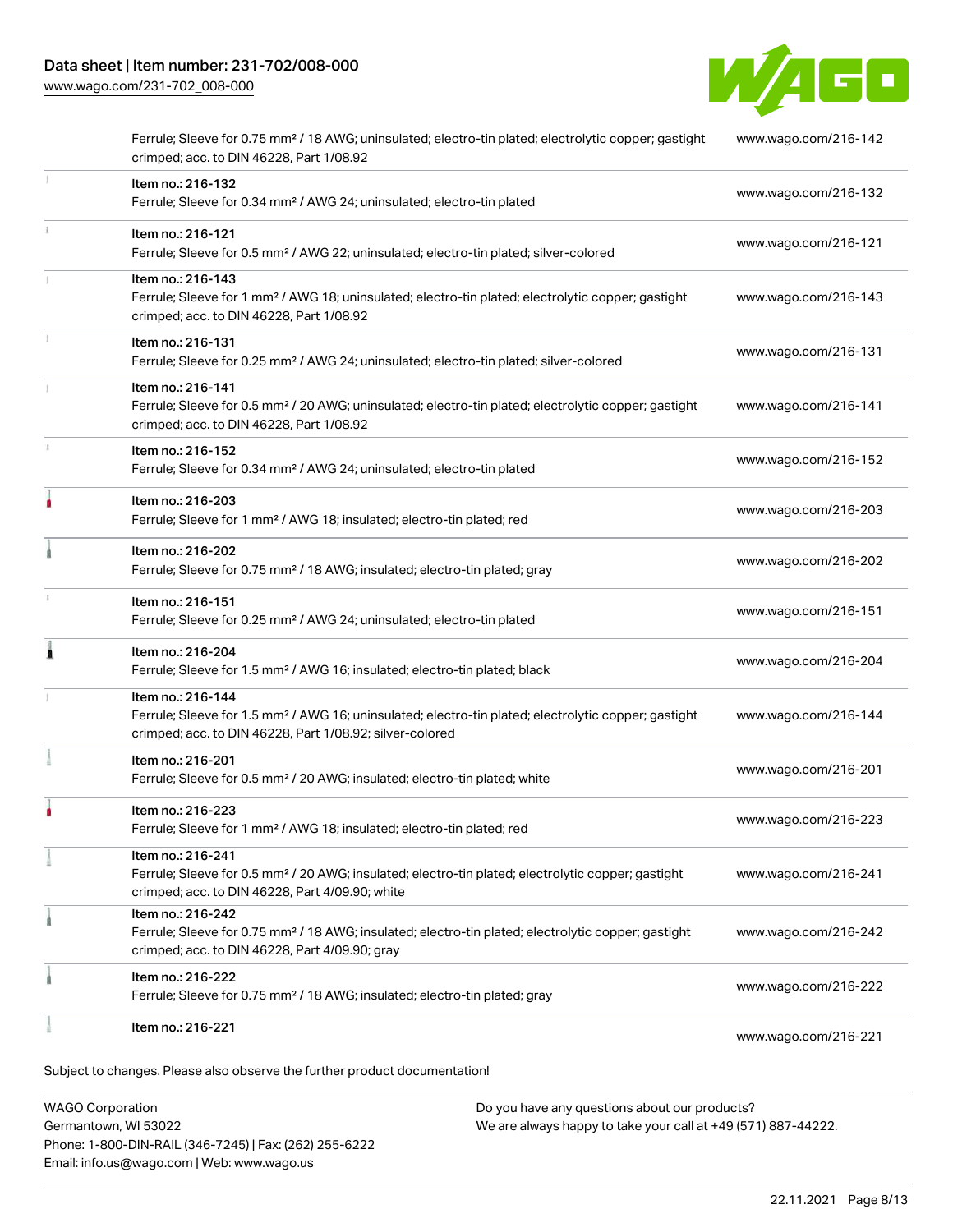| | | |
|---|---|---|
| | Ferrule; Sleeve for 0.75 mm² / 18 AWG; uninsulated; electro-tin plated; electrolytic copper; gastight crimped; acc. to DIN 46228, Part 1/08.92 | www.wago.com/216-142 |
| | Item no.: 216-132<br>Ferrule; Sleeve for 0.34 mm² / AWG 24; uninsulated; electro-tin plated | www.wago.com/216-132 |
| | Item no.: 216-121<br>Ferrule; Sleeve for 0.5 mm² / AWG 22; uninsulated; electro-tin plated; silver-colored | www.wago.com/216-121 |
| | Item no.: 216-143<br>Ferrule; Sleeve for 1 mm² / AWG 18; uninsulated; electro-tin plated; electrolytic copper; gastight crimped; acc. to DIN 46228, Part 1/08.92 | www.wago.com/216-143 |
| | Item no.: 216-131<br>Ferrule; Sleeve for 0.25 mm² / AWG 24; uninsulated; electro-tin plated; silver-colored | www.wago.com/216-131 |
| | Item no.: 216-141<br>Ferrule; Sleeve for 0.5 mm² / 20 AWG; uninsulated; electro-tin plated; electrolytic copper; gastight crimped; acc. to DIN 46228, Part 1/08.92 | www.wago.com/216-141 |
| | Item no.: 216-152<br>Ferrule; Sleeve for 0.34 mm² / AWG 24; uninsulated; electro-tin plated | www.wago.com/216-152 |
| | Item no.: 216-203<br>Ferrule; Sleeve for 1 mm² / AWG 18; insulated; electro-tin plated; red | www.wago.com/216-203 |
| | Item no.: 216-202<br>Ferrule; Sleeve for 0.75 mm² / 18 AWG; insulated; electro-tin plated; gray | www.wago.com/216-202 |
| | Item no.: 216-151<br>Ferrule; Sleeve for 0.25 mm² / AWG 24; uninsulated; electro-tin plated | www.wago.com/216-151 |
| | Item no.: 216-204<br>Ferrule; Sleeve for 1.5 mm² / AWG 16; insulated; electro-tin plated; black | www.wago.com/216-204 |
| | Item no.: 216-144<br>Ferrule; Sleeve for 1.5 mm² / AWG 16; uninsulated; electro-tin plated; electrolytic copper; gastight crimped; acc. to DIN 46228, Part 1/08.92; silver-colored | www.wago.com/216-144 |
| | Item no.: 216-201<br>Ferrule; Sleeve for 0.5 mm² / 20 AWG; insulated; electro-tin plated; white | www.wago.com/216-201 |
| | Item no.: 216-223<br>Ferrule; Sleeve for 1 mm² / AWG 18; insulated; electro-tin plated; red | www.wago.com/216-223 |
| | Item no.: 216-241<br>Ferrule; Sleeve for 0.5 mm² / 20 AWG; insulated; electro-tin plated; electrolytic copper; gastight crimped; acc. to DIN 46228, Part 4/09.90; white | www.wago.com/216-241 |
| | Item no.: 216-242<br>Ferrule; Sleeve for 0.75 mm² / 18 AWG; insulated; electro-tin plated; electrolytic copper; gastight crimped; acc. to DIN 46228, Part 4/09.90; gray | www.wago.com/216-242 |
| | Item no.: 216-222<br>Ferrule; Sleeve for 0.75 mm² / 18 AWG; insulated; electro-tin plated; gray | www.wago.com/216-222 |
| | Item no.: 216-221 | www.wago.com/216-221 |

Subject to changes. Please also observe the further product documentation!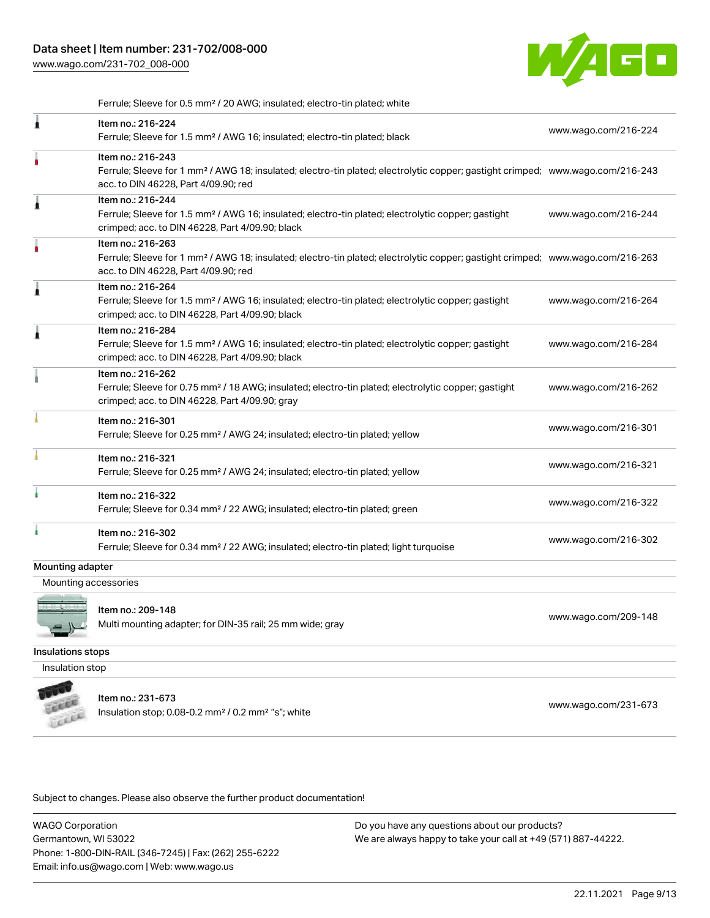Ferrule; Sleeve for 0.5 mm² / 20 AWG; insulated; electro-tin plated; white

| | | |
|---|---|---|
| | Item no.: 216-224<br>Ferrule; Sleeve for 1.5 mm² / AWG 16; insulated; electro-tin plated; black | www.wago.com/216-224 |
| | Item no.: 216-243<br>Ferrule; Sleeve for 1 mm² / AWG 18; insulated; electro-tin plated; electrolytic copper; gastight crimped; acc. to DIN 46228, Part 4/09.90; red | www.wago.com/216-243 |
| | Item no.: 216-244<br>Ferrule; Sleeve for 1.5 mm² / AWG 16; insulated; electro-tin plated; electrolytic copper; gastight crimped; acc. to DIN 46228, Part 4/09.90; black | www.wago.com/216-244 |
| | Item no.: 216-263<br>Ferrule; Sleeve for 1 mm² / AWG 18; insulated; electro-tin plated; electrolytic copper; gastight crimped; acc. to DIN 46228, Part 4/09.90; red | www.wago.com/216-263 |
| | Item no.: 216-264<br>Ferrule; Sleeve for 1.5 mm² / AWG 16; insulated; electro-tin plated; electrolytic copper; gastight crimped; acc. to DIN 46228, Part 4/09.90; black | www.wago.com/216-264 |
| | Item no.: 216-284<br>Ferrule; Sleeve for 1.5 mm² / AWG 16; insulated; electro-tin plated; electrolytic copper; gastight crimped; acc. to DIN 46228, Part 4/09.90; black | www.wago.com/216-284 |
| | Item no.: 216-262<br>Ferrule; Sleeve for 0.75 mm² / 18 AWG; insulated; electro-tin plated; electrolytic copper; gastight crimped; acc. to DIN 46228, Part 4/09.90; gray | www.wago.com/216-262 |
| | Item no.: 216-301<br>Ferrule; Sleeve for 0.25 mm² / AWG 24; insulated; electro-tin plated; yellow | www.wago.com/216-301 |
| | Item no.: 216-321<br>Ferrule; Sleeve for 0.25 mm² / AWG 24; insulated; electro-tin plated; yellow | www.wago.com/216-321 |
| | Item no.: 216-322<br>Ferrule; Sleeve for 0.34 mm² / 22 AWG; insulated; electro-tin plated; green | www.wago.com/216-322 |
| | Item no.: 216-302<br>Ferrule; Sleeve for 0.34 mm² / 22 AWG; insulated; electro-tin plated; light turquoise | www.wago.com/216-302 |

## Mounting adapter

Mounting accessories

| | | |
|---|---|---|
| | Item no.: 209-148<br>Multi mounting adapter; for DIN-35 rail; 25 mm wide; gray | www.wago.com/209-148 |

## Insulations stops

Insulation stop

| | | |
|---|---|---|
| | Item no.: 231-673<br>Insulation stop; 0.08-0.2 mm² / 0.2 mm² "s"; white | www.wago.com/231-673 |

Subject to changes. Please also observe the further product documentation!

WAGO Corporation
Germantown, WI 53022
Phone: 1-800-DIN-RAIL (346-7245) | Fax: (262) 255-6222
Email: info.us@wago.com | Web: www.wago.us

Do you have any questions about our products?
We are always happy to take your call at +49 (571) 887-44222.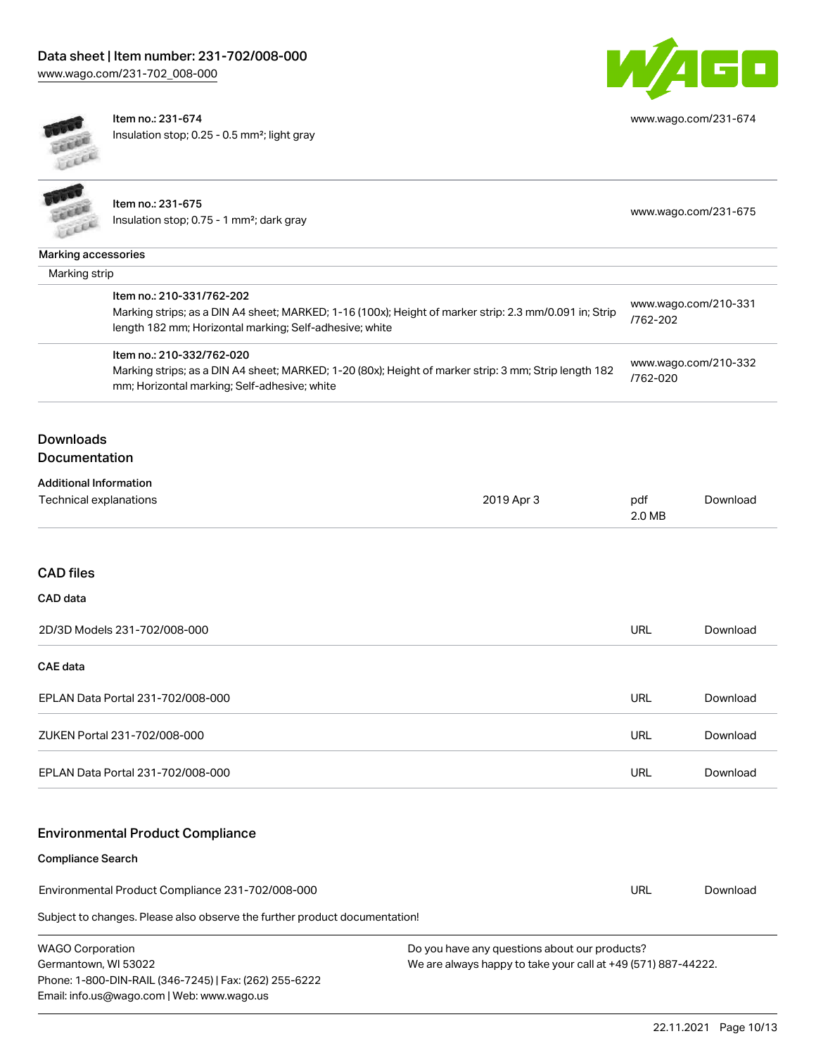| | | |
|---|---|---|
| | Item no.: 231-674<br>Insulation stop; 0.25 - 0.5 mm²; light gray | www.wago.com/231-674 |
| | Item no.: 231-675<br>Insulation stop; 0.75 - 1 mm²; dark gray | www.wago.com/231-675 |

**Marking accessories**

Marking strip

| | |
|---|---|
| Item no.: 210-331/762-202<br>Marking strips; as a DIN A4 sheet; MARKED; 1-16 (100x); Height of marker strip: 2.3 mm/0.091 in; Strip length 182 mm; Horizontal marking; Self-adhesive; white | www.wago.com/210-331/762-202 |
| Item no.: 210-332/762-020<br>Marking strips; as a DIN A4 sheet; MARKED; 1-20 (80x); Height of marker strip: 3 mm; Strip length 182 mm; Horizontal marking; Self-adhesive; white | www.wago.com/210-332/762-020 |

## Downloads

### Documentation

**Additional Information**

| | | | |
|---|---|---|---|
| Technical explanations | 2019 Apr 3 | pdf<br>2.0 MB | Download |

### CAD files

**CAD data**

| | | |
|---|---|---|
| 2D/3D Models 231-702/008-000 | URL | Download |

**CAE data**

| | | |
|---|---|---|
| EPLAN Data Portal 231-702/008-000 | URL | Download |
| ZUKEN Portal 231-702/008-000 | URL | Download |
| EPLAN Data Portal 231-702/008-000 | URL | Download |

### Environmental Product Compliance

**Compliance Search**

| | | |
|---|---|---|
| Environmental Product Compliance 231-702/008-000 | URL | Download |

Subject to changes. Please also observe the further product documentation!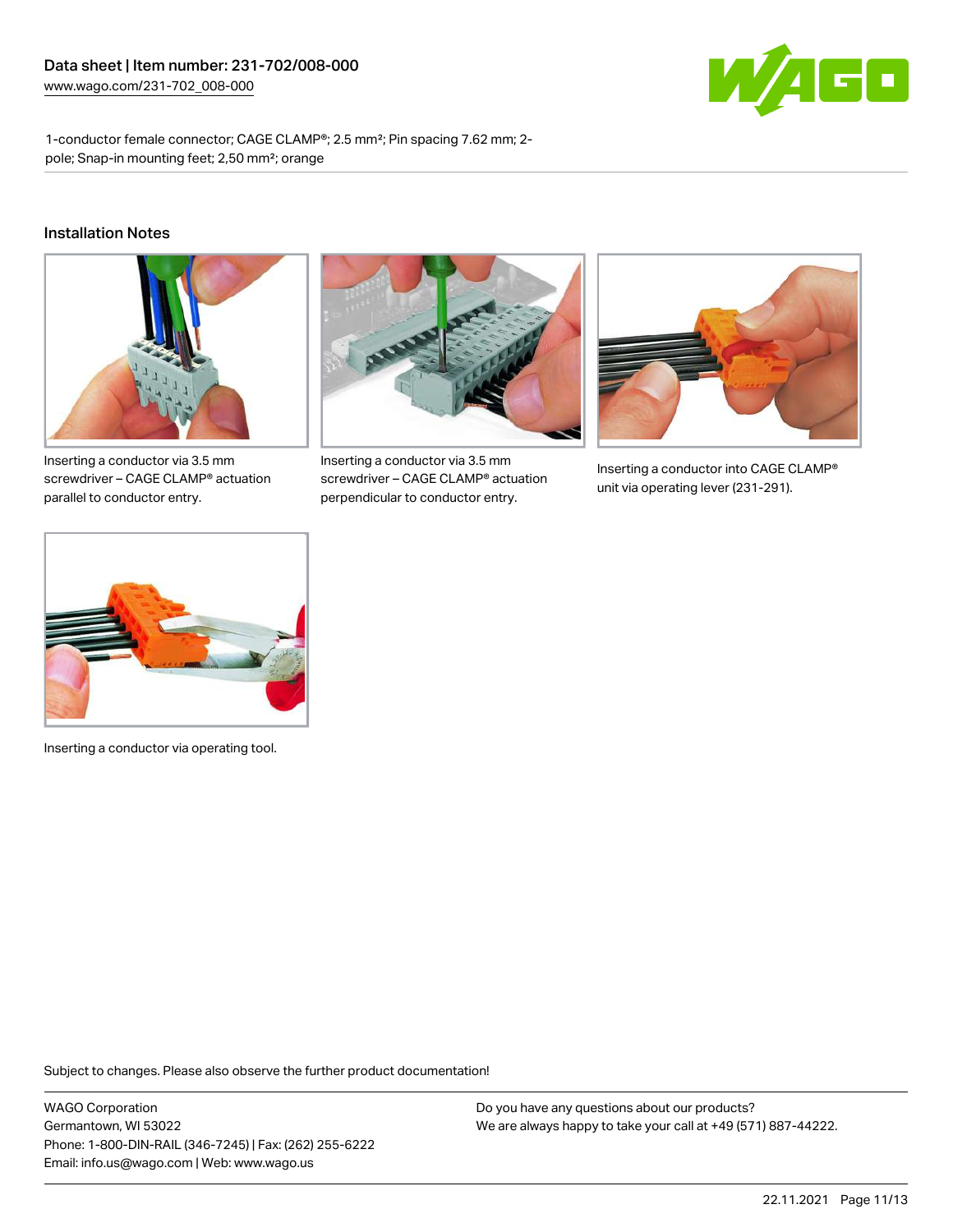Data sheet | Item number: 231-702/008-000
www.wago.com/231-702_008-000

1-conductor female connector; CAGE CLAMP®; 2.5 mm²; Pin spacing 7.62 mm; 2-pole; Snap-in mounting feet; 2,50 mm²; orange

## Installation Notes

Inserting a conductor via 3.5 mm screwdriver – CAGE CLAMP® actuation parallel to conductor entry.

Inserting a conductor via 3.5 mm screwdriver – CAGE CLAMP® actuation perpendicular to conductor entry.

Inserting a conductor into CAGE CLAMP® unit via operating lever (231-291).

Inserting a conductor via operating tool.

Subject to changes. Please also observe the further product documentation!

WAGO Corporation
Germantown, WI 53022
Phone: 1-800-DIN-RAIL (346-7245) | Fax: (262) 255-6222
Email: info.us@wago.com | Web: www.wago.us

Do you have any questions about our products?
We are always happy to take your call at +49 (571) 887-44222.

22.11.2021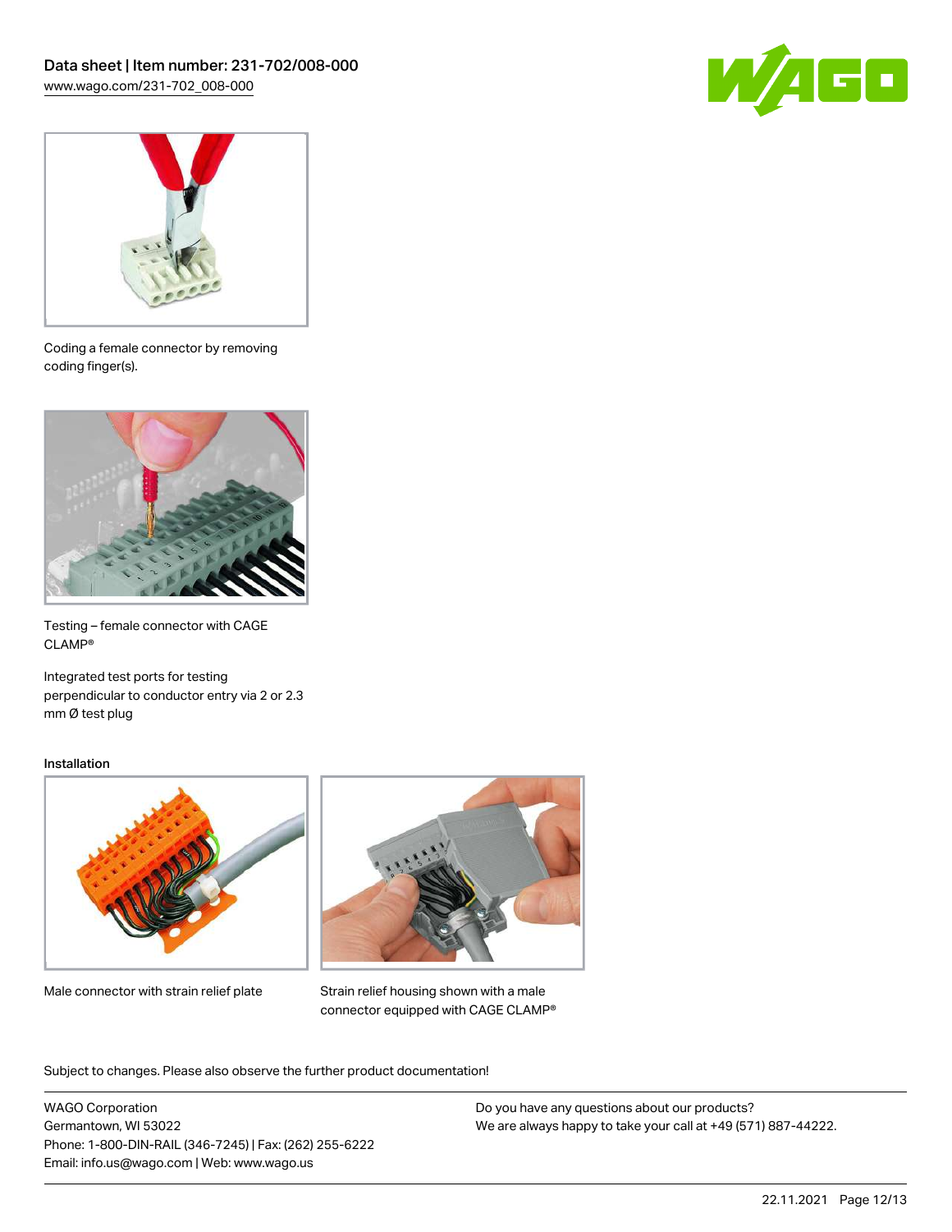Coding a female connector by removing coding finger(s).

Testing – female connector with CAGE CLAMP®

Integrated test ports for testing perpendicular to conductor entry via 2 or 2.3 mm Ø test plug

Installation

Male connector with strain relief plate

Strain relief housing shown with a male connector equipped with CAGE CLAMP®

Subject to changes. Please also observe the further product documentation!

WAGO Corporation
Germantown, WI 53022
Phone: 1-800-DIN-RAIL (346-7245) | Fax: (262) 255-6222
Email: info.us@wago.com | Web: www.wago.us

Do you have any questions about our products?
We are always happy to take your call at +49 (571) 887-44222.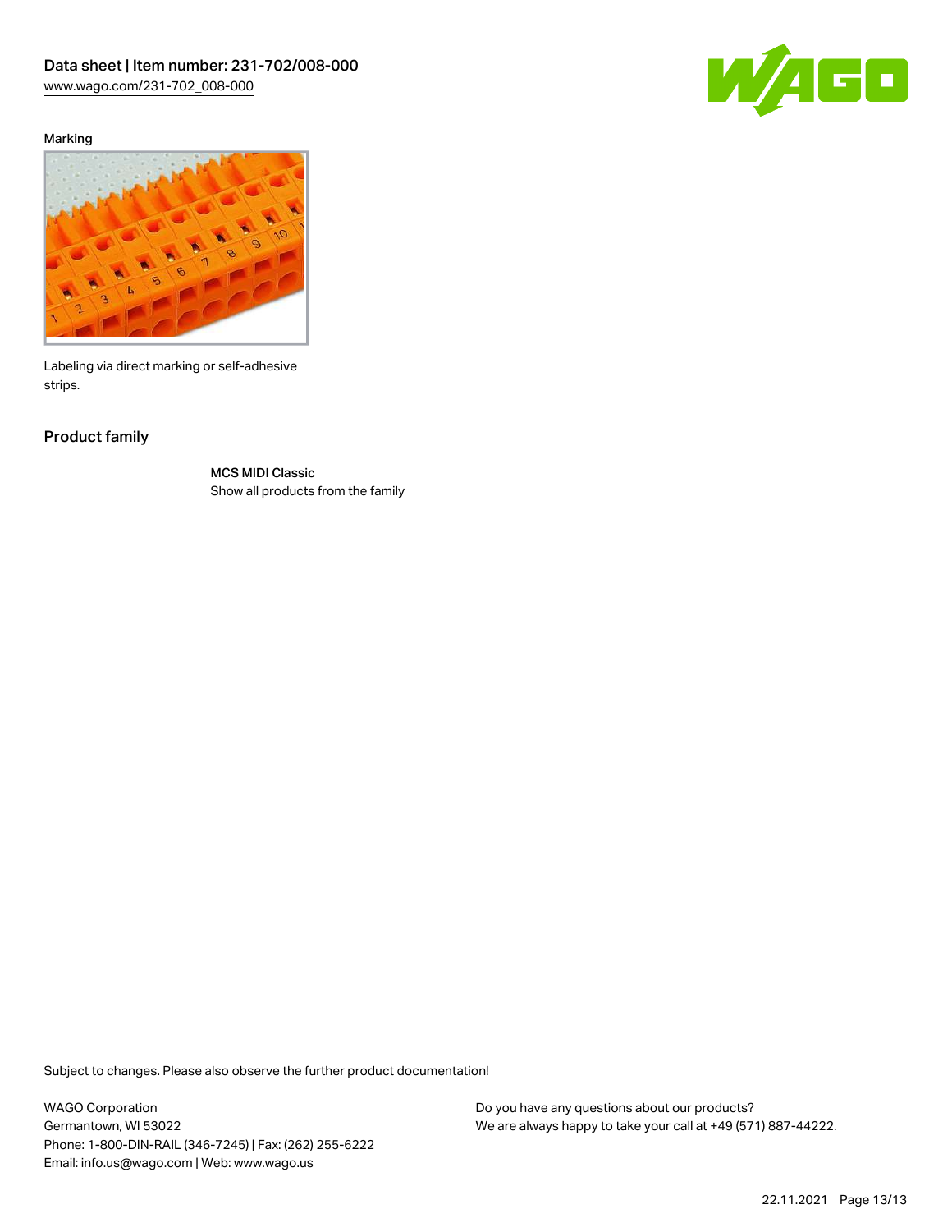Marking

Labeling via direct marking or self-adhesive strips.

## Product family

MCS MIDI Classic
Show all products from the family

Subject to changes. Please also observe the further product documentation!

WAGO Corporation
Germantown, WI 53022
Phone: 1-800-DIN-RAIL (346-7245) | Fax: (262) 255-6222
Email: info.us@wago.com | Web: www.wago.us

Do you have any questions about our products?
We are always happy to take your call at +49 (571) 887-44222.